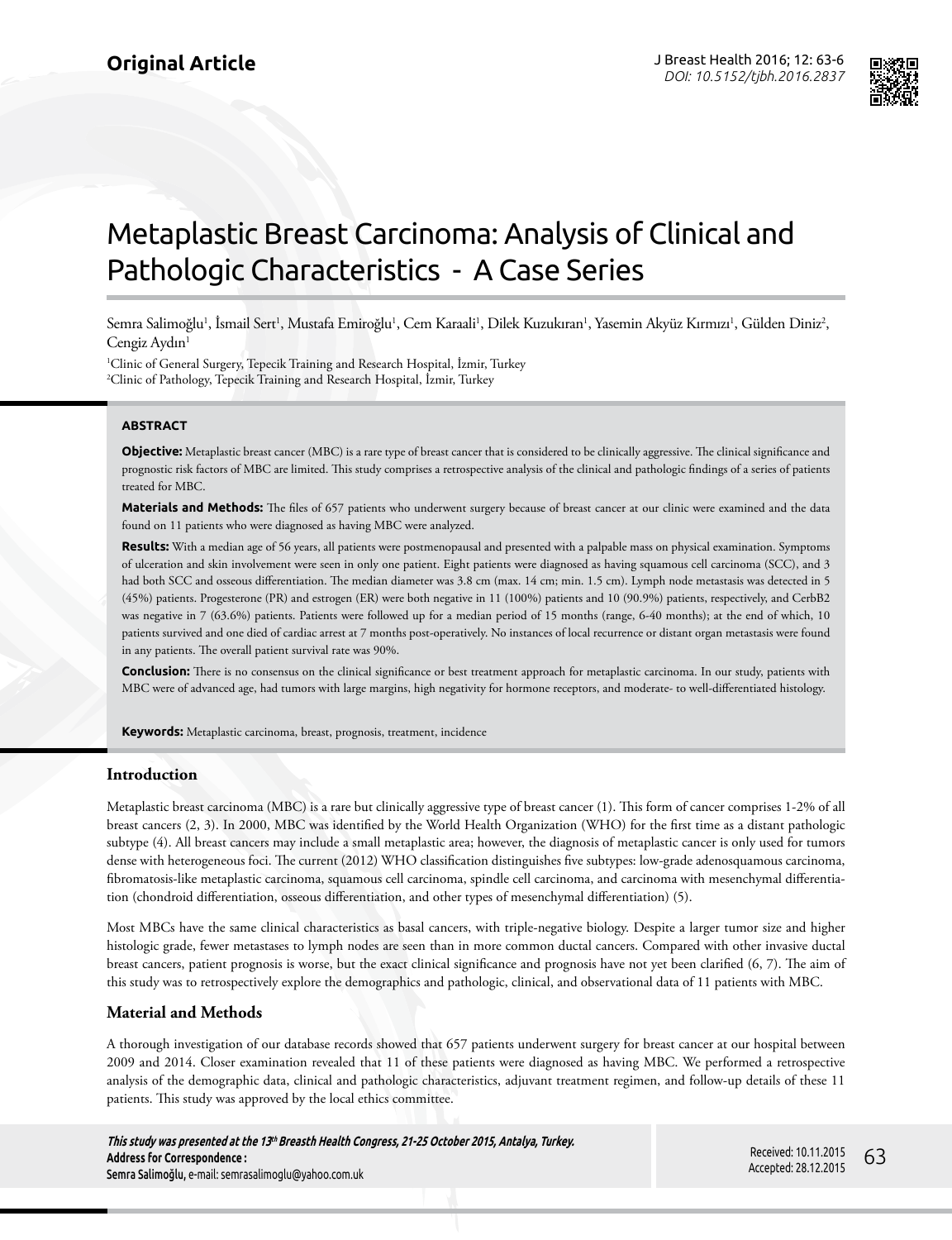Original Article

# Metaplastic Breast Carcinoma: Analysis of Clinical and Pathologic Characteristics - A Case Series

Semra Salimoğlu[1], İsmail Sert[1], Mustafa Emiroğlu[1], Cem Karaali[1], Dilek Kuzukıran[1], Yasemin Akyüz Kırmızı[1], Gülden Diniz[2], Cengiz Aydın[1]

[1]Clinic of General Surgery, Tepecik Training and Research Hospital, İzmir, Turkey
[2]Clinic of Pathology, Tepecik Training and Research Hospital, İzmir, Turkey

### ABSTRACT

**Objective:** Metaplastic breast cancer (MBC) is a rare type of breast cancer that is considered to be clinically aggressive. The clinical significance and prognostic risk factors of MBC are limited. This study comprises a retrospective analysis of the clinical and pathologic findings of a series of patients treated for MBC.

**Materials and Methods:** The files of 657 patients who underwent surgery because of breast cancer at our clinic were examined and the data found on 11 patients who were diagnosed as having MBC were analyzed.

**Results:** With a median age of 56 years, all patients were postmenopausal and presented with a palpable mass on physical examination. Symptoms of ulceration and skin involvement were seen in only one patient. Eight patients were diagnosed as having squamous cell carcinoma (SCC), and 3 had both SCC and osseous differentiation. The median diameter was 3.8 cm (max. 14 cm; min. 1.5 cm). Lymph node metastasis was detected in 5 (45%) patients. Progesterone (PR) and estrogen (ER) were both negative in 11 (100%) patients and 10 (90.9%) patients, respectively, and CerbB2 was negative in 7 (63.6%) patients. Patients were followed up for a median period of 15 months (range, 6-40 months); at the end of which, 10 patients survived and one died of cardiac arrest at 7 months post-operatively. No instances of local recurrence or distant organ metastasis were found in any patients. The overall patient survival rate was 90%.

**Conclusion:** There is no consensus on the clinical significance or best treatment approach for metaplastic carcinoma. In our study, patients with MBC were of advanced age, had tumors with large margins, high negativity for hormone receptors, and moderate- to well-differentiated histology.

**Keywords:** Metaplastic carcinoma, breast, prognosis, treatment, incidence

## Introduction

Metaplastic breast carcinoma (MBC) is a rare but clinically aggressive type of breast cancer (1). This form of cancer comprises 1-2% of all breast cancers (2, 3). In 2000, MBC was identified by the World Health Organization (WHO) for the first time as a distant pathologic subtype (4). All breast cancers may include a small metaplastic area; however, the diagnosis of metaplastic cancer is only used for tumors dense with heterogeneous foci. The current (2012) WHO classification distinguishes five subtypes: low-grade adenosquamous carcinoma, fibromatosis-like metaplastic carcinoma, squamous cell carcinoma, spindle cell carcinoma, and carcinoma with mesenchymal differentiation (chondroid differentiation, osseous differentiation, and other types of mesenchymal differentiation) (5).

Most MBCs have the same clinical characteristics as basal cancers, with triple-negative biology. Despite a larger tumor size and higher histologic grade, fewer metastases to lymph nodes are seen than in more common ductal cancers. Compared with other invasive ductal breast cancers, patient prognosis is worse, but the exact clinical significance and prognosis have not yet been clarified (6, 7). The aim of this study was to retrospectively explore the demographics and pathologic, clinical, and observational data of 11 patients with MBC.

## Material and Methods

A thorough investigation of our database records showed that 657 patients underwent surgery for breast cancer at our hospital between 2009 and 2014. Closer examination revealed that 11 of these patients were diagnosed as having MBC. We performed a retrospective analysis of the demographic data, clinical and pathologic characteristics, adjuvant treatment regimen, and follow-up details of these 11 patients. This study was approved by the local ethics committee.

*This study was presented at the 13th Breasth Health Congress, 21-25 October 2015, Antalya, Turkey.*
**Address for Correspondence :**
Semra Salimoğlu, e-mail: semrasalimoglu@yahoo.com.uk

Received: 10.11.2015
Accepted: 28.12.2015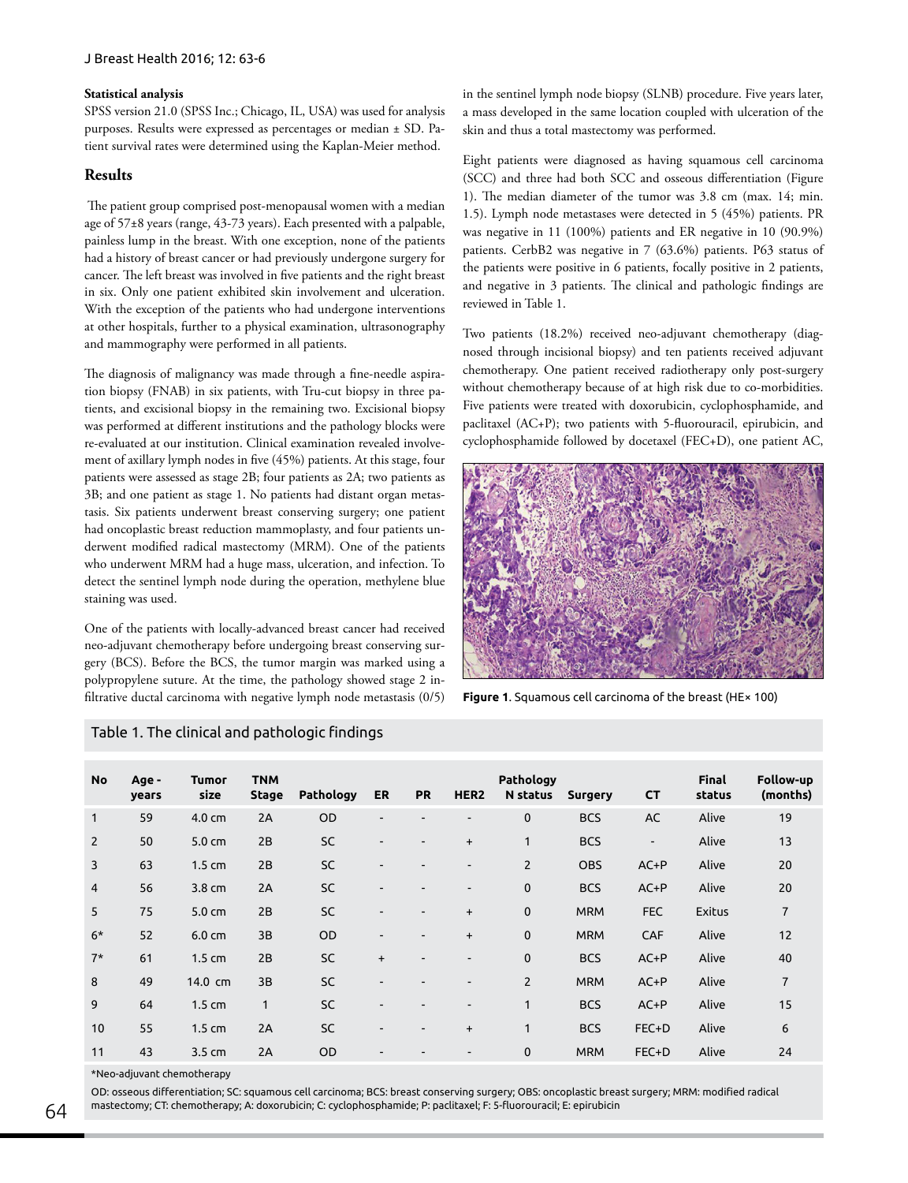### Statistical analysis

SPSS version 21.0 (SPSS Inc.; Chicago, IL, USA) was used for analysis purposes. Results were expressed as percentages or median ± SD. Patient survival rates were determined using the Kaplan-Meier method.

## Results

The patient group comprised post-menopausal women with a median age of 57±8 years (range, 43-73 years). Each presented with a palpable, painless lump in the breast. With one exception, none of the patients had a history of breast cancer or had previously undergone surgery for cancer. The left breast was involved in five patients and the right breast in six. Only one patient exhibited skin involvement and ulceration. With the exception of the patients who had undergone interventions at other hospitals, further to a physical examination, ultrasonography and mammography were performed in all patients.

The diagnosis of malignancy was made through a fine-needle aspiration biopsy (FNAB) in six patients, with Tru-cut biopsy in three patients, and excisional biopsy in the remaining two. Excisional biopsy was performed at different institutions and the pathology blocks were re-evaluated at our institution. Clinical examination revealed involvement of axillary lymph nodes in five (45%) patients. At this stage, four patients were assessed as stage 2B; four patients as 2A; two patients as 3B; and one patient as stage 1. No patients had distant organ metastasis. Six patients underwent breast conserving surgery; one patient had oncoplastic breast reduction mammoplasty, and four patients underwent modified radical mastectomy (MRM). One of the patients who underwent MRM had a huge mass, ulceration, and infection. To detect the sentinel lymph node during the operation, methylene blue staining was used.

One of the patients with locally-advanced breast cancer had received neo-adjuvant chemotherapy before undergoing breast conserving surgery (BCS). Before the BCS, the tumor margin was marked using a polypropylene suture. At the time, the pathology showed stage 2 infiltrative ductal carcinoma with negative lymph node metastasis (0/5) in the sentinel lymph node biopsy (SLNB) procedure. Five years later, a mass developed in the same location coupled with ulceration of the skin and thus a total mastectomy was performed.

Eight patients were diagnosed as having squamous cell carcinoma (SCC) and three had both SCC and osseous differentiation (Figure 1). The median diameter of the tumor was 3.8 cm (max. 14; min. 1.5). Lymph node metastases were detected in 5 (45%) patients. PR was negative in 11 (100%) patients and ER negative in 10 (90.9%) patients. CerbB2 was negative in 7 (63.6%) patients. P63 status of the patients were positive in 6 patients, focally positive in 2 patients, and negative in 3 patients. The clinical and pathologic findings are reviewed in Table 1.

Two patients (18.2%) received neo-adjuvant chemotherapy (diagnosed through incisional biopsy) and ten patients received adjuvant chemotherapy. One patient received radiotherapy only post-surgery without chemotherapy because of at high risk due to co-morbidities. Five patients were treated with doxorubicin, cyclophosphamide, and paclitaxel (AC+P); two patients with 5-fluorouracil, epirubicin, and cyclophosphamide followed by docetaxel (FEC+D), one patient AC,

**Figure 1**. Squamous cell carcinoma of the breast (HE× 100)

Table 1. The clinical and pathologic findings

| No | Age - years | Tumor size | TNM Stage | Pathology | ER | PR | HER2 | Pathology N status | Surgery | CT | Final status | Follow-up (months) |
|---|---|---|---|---|---|---|---|---|---|---|---|---|
| 1 | 59 | 4.0 cm | 2A | OD | - | - | - | 0 | BCS | AC | Alive | 19 |
| 2 | 50 | 5.0 cm | 2B | SC | - | - | + | 1 | BCS | - | Alive | 13 |
| 3 | 63 | 1.5 cm | 2B | SC | - | - | - | 2 | OBS | AC+P | Alive | 20 |
| 4 | 56 | 3.8 cm | 2A | SC | - | - | - | 0 | BCS | AC+P | Alive | 20 |
| 5 | 75 | 5.0 cm | 2B | SC | - | - | + | 0 | MRM | FEC | Exitus | 7 |
| 6* | 52 | 6.0 cm | 3B | OD | - | - | + | 0 | MRM | CAF | Alive | 12 |
| 7* | 61 | 1.5 cm | 2B | SC | + | - | - | 0 | BCS | AC+P | Alive | 40 |
| 8 | 49 | 14.0 cm | 3B | SC | - | - | - | 2 | MRM | AC+P | Alive | 7 |
| 9 | 64 | 1.5 cm | 1 | SC | - | - | - | 1 | BCS | AC+P | Alive | 15 |
| 10 | 55 | 1.5 cm | 2A | SC | - | - | + | 1 | BCS | FEC+D | Alive | 6 |
| 11 | 43 | 3.5 cm | 2A | OD | - | - | - | 0 | MRM | FEC+D | Alive | 24 |

*Neo-adjuvant chemotherapy

OD: osseous differentiation; SC: squamous cell carcinoma; BCS: breast conserving surgery; OBS: oncoplastic breast surgery; MRM: modified radical mastectomy; CT: chemotherapy; A: doxorubicin; C: cyclophosphamide; P: paclitaxel; F: 5-fluorouracil; E: epirubicin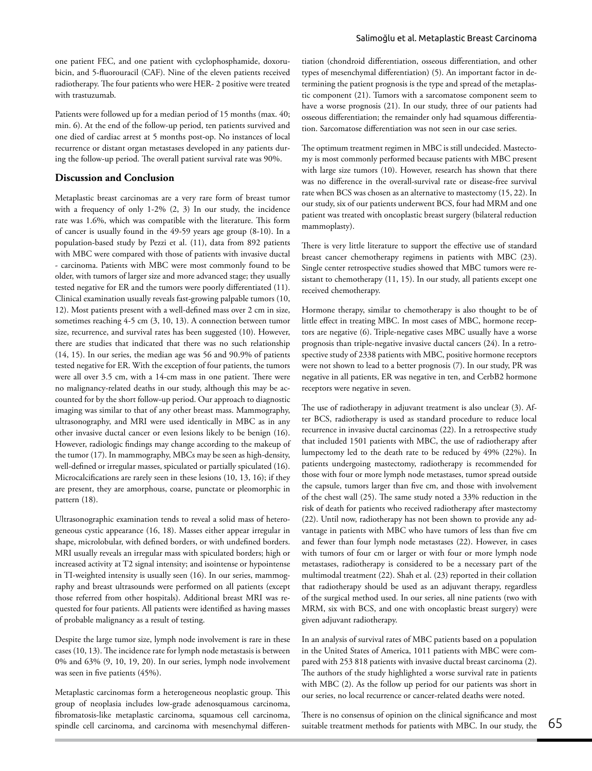one patient FEC, and one patient with cyclophosphamide, doxorubicin, and 5-fluorouracil (CAF). Nine of the eleven patients received radiotherapy. The four patients who were HER- 2 positive were treated with trastuzumab.

Patients were followed up for a median period of 15 months (max. 40; min. 6). At the end of the follow-up period, ten patients survived and one died of cardiac arrest at 5 months post-op. No instances of local recurrence or distant organ metastases developed in any patients during the follow-up period. The overall patient survival rate was 90%.

## Discussion and Conclusion

Metaplastic breast carcinomas are a very rare form of breast tumor with a frequency of only 1-2% (2, 3) In our study, the incidence rate was 1.6%, which was compatible with the literature. This form of cancer is usually found in the 49-59 years age group (8-10). In a population-based study by Pezzi et al. (11), data from 892 patients with MBC were compared with those of patients with invasive ductal - carcinoma. Patients with MBC were most commonly found to be older, with tumors of larger size and more advanced stage; they usually tested negative for ER and the tumors were poorly differentiated (11). Clinical examination usually reveals fast-growing palpable tumors (10, 12). Most patients present with a well-defined mass over 2 cm in size, sometimes reaching 4-5 cm (3, 10, 13). A connection between tumor size, recurrence, and survival rates has been suggested (10). However, there are studies that indicated that there was no such relationship (14, 15). In our series, the median age was 56 and 90.9% of patients tested negative for ER. With the exception of four patients, the tumors were all over 3.5 cm, with a 14-cm mass in one patient. There were no malignancy-related deaths in our study, although this may be accounted for by the short follow-up period. Our approach to diagnostic imaging was similar to that of any other breast mass. Mammography, ultrasonography, and MRI were used identically in MBC as in any other invasive ductal cancer or even lesions likely to be benign (16). However, radiologic findings may change according to the makeup of the tumor (17). In mammography, MBCs may be seen as high-density, well-defined or irregular masses, spiculated or partially spiculated (16). Microcalcifications are rarely seen in these lesions (10, 13, 16); if they are present, they are amorphous, coarse, punctate or pleomorphic in pattern (18).

Ultrasonographic examination tends to reveal a solid mass of heterogeneous cystic appearance (16, 18). Masses either appear irregular in shape, microlobular, with defined borders, or with undefined borders. MRI usually reveals an irregular mass with spiculated borders; high or increased activity at T2 signal intensity; and isointense or hypointense in TI-weighted intensity is usually seen (16). In our series, mammography and breast ultrasounds were performed on all patients (except those referred from other hospitals). Additional breast MRI was requested for four patients. All patients were identified as having masses of probable malignancy as a result of testing.

Despite the large tumor size, lymph node involvement is rare in these cases (10, 13). The incidence rate for lymph node metastasis is between 0% and 63% (9, 10, 19, 20). In our series, lymph node involvement was seen in five patients (45%).

Metaplastic carcinomas form a heterogeneous neoplastic group. This group of neoplasia includes low-grade adenosquamous carcinoma, fibromatosis-like metaplastic carcinoma, squamous cell carcinoma, spindle cell carcinoma, and carcinoma with mesenchymal differentiation (chondroid differentiation, osseous differentiation, and other types of mesenchymal differentiation) (5). An important factor in determining the patient prognosis is the type and spread of the metaplastic component (21). Tumors with a sarcomatose component seem to have a worse prognosis (21). In our study, three of our patients had osseous differentiation; the remainder only had squamous differentiation. Sarcomatose differentiation was not seen in our case series.

The optimum treatment regimen in MBC is still undecided. Mastectomy is most commonly performed because patients with MBC present with large size tumors (10). However, research has shown that there was no difference in the overall-survival rate or disease-free survival rate when BCS was chosen as an alternative to mastectomy (15, 22). In our study, six of our patients underwent BCS, four had MRM and one patient was treated with oncoplastic breast surgery (bilateral reduction mammoplasty).

There is very little literature to support the effective use of standard breast cancer chemotherapy regimens in patients with MBC (23). Single center retrospective studies showed that MBC tumors were resistant to chemotherapy (11, 15). In our study, all patients except one received chemotherapy.

Hormone therapy, similar to chemotherapy is also thought to be of little effect in treating MBC. In most cases of MBC, hormone receptors are negative (6). Triple-negative cases MBC usually have a worse prognosis than triple-negative invasive ductal cancers (24). In a retrospective study of 2338 patients with MBC, positive hormone receptors were not shown to lead to a better prognosis (7). In our study, PR was negative in all patients, ER was negative in ten, and CerbB2 hormone receptors were negative in seven.

The use of radiotherapy in adjuvant treatment is also unclear (3). After BCS, radiotherapy is used as standard procedure to reduce local recurrence in invasive ductal carcinomas (22). In a retrospective study that included 1501 patients with MBC, the use of radiotherapy after lumpectomy led to the death rate to be reduced by 49% (22%). In patients undergoing mastectomy, radiotherapy is recommended for those with four or more lymph node metastases, tumor spread outside the capsule, tumors larger than five cm, and those with involvement of the chest wall (25). The same study noted a 33% reduction in the risk of death for patients who received radiotherapy after mastectomy (22). Until now, radiotherapy has not been shown to provide any advantage in patients with MBC who have tumors of less than five cm and fewer than four lymph node metastases (22). However, in cases with tumors of four cm or larger or with four or more lymph node metastases, radiotherapy is considered to be a necessary part of the multimodal treatment (22). Shah et al. (23) reported in their collation that radiotherapy should be used as an adjuvant therapy, regardless of the surgical method used. In our series, all nine patients (two with MRM, six with BCS, and one with oncoplastic breast surgery) were given adjuvant radiotherapy.

In an analysis of survival rates of MBC patients based on a population in the United States of America, 1011 patients with MBC were compared with 253 818 patients with invasive ductal breast carcinoma (2). The authors of the study highlighted a worse survival rate in patients with MBC (2). As the follow up period for our patients was short in our series, no local recurrence or cancer-related deaths were noted.

There is no consensus of opinion on the clinical significance and most suitable treatment methods for patients with MBC. In our study, the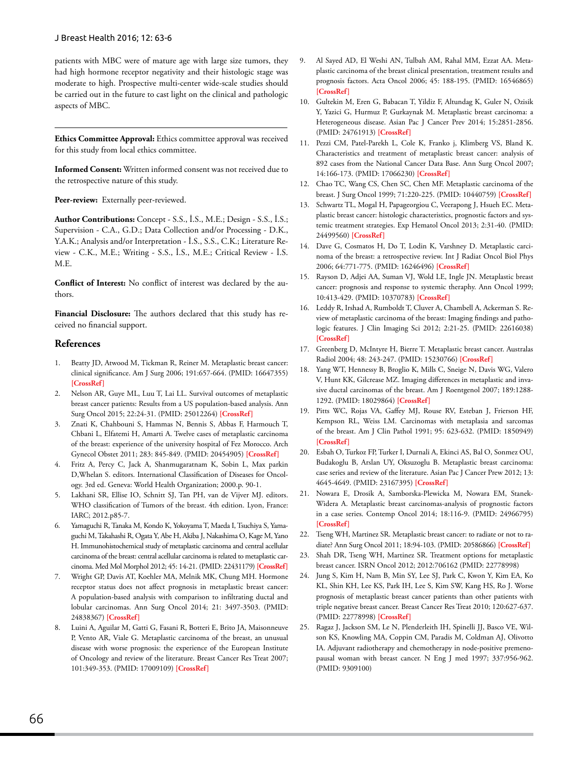patients with MBC were of mature age with large size tumors, they had high hormone receptor negativity and their histologic stage was moderate to high. Prospective multi-center wide-scale studies should be carried out in the future to cast light on the clinical and pathologic aspects of MBC.

---

**Ethics Committee Approval:** Ethics committee approval was received for this study from local ethics committee.

**Informed Consent:** Written informed consent was not received due to the retrospective nature of this study.

**Peer-review:** Externally peer-reviewed.

**Author Contributions:** Concept - S.S., İ.S., M.E.; Design - S.S., İ.S.; Supervision - C.A., G.D.; Data Collection and/or Processing - D.K., Y.A.K.; Analysis and/or Interpretation - İ.S., S.S., C.K.; Literature Review - C.K., M.E.; Writing - S.S., İ.S., M.E.; Critical Review - İ.S. M.E.

**Conflict of Interest:** No conflict of interest was declared by the authors.

**Financial Disclosure:** The authors declared that this study has received no financial support.

## References

1. Beatty JD, Atwood M, Tickman R, Reiner M. Metaplastic breast cancer: clinical significance. Am J Surg 2006; 191:657-664. (PMID: 16647355) [CrossRef]
2. Nelson AR, Guye ML, Luu T, Lai LL. Survival outcomes of metaplastic breast cancer patients: Results from a US population-based analysis. Ann Surg Oncol 2015; 22:24-31. (PMID: 25012264) [CrossRef]
3. Znati K, Chahbouni S, Hammas N, Bennis S, Abbas F, Harmouch T, Chbani L, Elfatemi H, Amarti A. Twelve cases of metaplastic carcinoma of the breast: experience of the university hospital of Fez Morocco. Arch Gynecol Obstet 2011; 283: 845-849. (PMID: 20454905) [CrossRef]
4. Fritz A, Percy C, Jack A, Shanmugaratnam K, Sobin L, Max parkin D,Whelan S. editors. International Classification of Diseases for Oncology. 3rd ed. Geneva: World Health Organization; 2000.p. 90-1.
5. Lakhani SR, Ellise IO, Schnitt SJ, Tan PH, van de Vijver MJ. editors. WHO classification of Tumors of the breast. 4th edition. Lyon, France: IARC; 2012.p85-7.
6. Yamaguchi R, Tanaka M, Kondo K, Yokoyama T, Maeda I, Tsuchiya S, Yamaguchi M, Takahashi R, Ogata Y, Abe H, Akiba J, Nakashima O, Kage M, Yano H. Immunohistochemical study of metaplastic carcinoma and central acellular carcinoma of the breast: central acellular carcinoma is related to metaplastic carcinoma. Med Mol Morphol 2012; 45: 14-21. (PMID: 22431179) [CrossRef]
7. Wright GP, Davis AT, Koehler MA, Melnik MK, Chung MH. Hormone receptor status does not affect prognosis in metaplastic breast cancer: A population-based analysis with comparison to infiltrating ductal and lobular carcinomas. Ann Surg Oncol 2014; 21: 3497-3503. (PMID: 24838367) [CrossRef]
8. Luini A, Aguilar M, Gatti G, Fasani R, Botteri E, Brito JA, Maisonneuve P, Vento AR, Viale G. Metaplastic carcinoma of the breast, an unusual disease with worse prognosis: the experience of the European Institute of Oncology and review of the literature. Breast Cancer Res Treat 2007; 101:349-353. (PMID: 17009109) [CrossRef]
9. Al Sayed AD, El Weshi AN, Tulbah AM, Rahal MM, Ezzat AA. Metaplastic carcinoma of the breast clinical presentation, treatment results and prognosis factors. Acta Oncol 2006; 45: 188-195. (PMID: 16546865) [CrossRef]
10. Gultekin M, Eren G, Babacan T, Yildiz F, Altundag K, Guler N, Ozisik Y, Yazici G, Hurmuz P, Gurkaynak M. Metaplastic breast carcinoma: a Heterogeneous disease. Asian Pac J Cancer Prev 2014; 15:2851-2856. (PMID: 24761913) [CrossRef]
11. Pezzi CM, Patel-Parekh L, Cole K, Franko j, Klimberg VS, Bland K. Characteristics and treatment of metaplastic breast cancer: analysis of 892 cases from the National Cancer Data Base. Ann Surg Oncol 2007; 14:166-173. (PMID: 17066230) [CrossRef]
12. Chao TC, Wang CS, Chen SC, Chen MF. Metaplastic carcinoma of the breast. J Surg Oncol 1999; 71:220-225. (PMID: 10440759) [CrossRef]
13. Schwartz TL, Mogal H, Papageorgiou C, Veerapong J, Hsueh EC. Metaplastic breast cancer: histologic characteristics, prognostic factors and systemic treatment strategies. Exp Hematol Oncol 2013; 2:31-40. (PMID: 24499560) [CrossRef]
14. Dave G, Cosmatos H, Do T, Lodin K, Varshney D. Metaplastic carcinoma of the breast: a retrospective review. Int J Radiat Oncol Biol Phys 2006; 64:771-775. (PMID: 16246496) [CrossRef]
15. Rayson D, Adjei AA, Suman VJ, Wold LE, Ingle JN. Metaplastic breast cancer: prognosis and response to systemic theraphy. Ann Oncol 1999; 10:413-429. (PMID: 10370783) [CrossRef]
16. Leddy R, Irshad A, Rumboldt T, Cluver A, Chambell A, Ackerman S. Review of metaplastic carcinoma of the breast: Imaging findings and pathologic features. J Clin Imaging Sci 2012; 2:21-25. (PMID: 22616038) [CrossRef]
17. Greenberg D, McIntyre H, Bierre T. Metaplastic breast cancer. Australas Radiol 2004; 48: 243-247. (PMID: 15230766) [CrossRef]
18. Yang WT, Hennessy B, Broglio K, Mills C, Sneige N, Davis WG, Valero V, Hunt KK, Gilcrease MZ. Imaging differences in metaplastic and invasive ductal carcinomas of the breast. Am J Roentgenol 2007; 189:1288-1292. (PMID: 18029864) [CrossRef]
19. Pitts WC, Rojas VA, Gaffey MJ, Rouse RV, Esteban J, Frierson HF, Kempson RL, Weiss LM. Carcinomas with metaplasia and sarcomas of the breast. Am J Clin Pathol 1991; 95: 623-632. (PMID: 1850949) [CrossRef]
20. Esbah O, Turkoz FP, Turker I, Durnali A, Ekinci AS, Bal O, Sonmez OU, Budakoglu B, Arslan UY, Oksuzoglu B. Metaplastic breast carcinoma: case series and review of the literature. Asian Pac J Cancer Prew 2012; 13: 4645-4649. (PMID: 23167395) [CrossRef]
21. Nowara E, Drosik A, Samborska-Plewicka M, Nowara EM, Stanek-Widera A. Metaplastic breast carcinomas-analysis of prognostic factors in a case series. Contemp Oncol 2014; 18:116-9. (PMID: 24966795) [CrossRef]
22. Tseng WH, Martinez SR. Metaplastic breast cancer: to radiate or not to radiate? Ann Surg Oncol 2011; 18:94-103. (PMID: 20586866) [CrossRef]
23. Shah DR, Tseng WH, Martinez SR. Treatment options for metaplastic breast cancer. ISRN Oncol 2012; 2012:706162 (PMID: 22778998)
24. Jung S, Kim H, Nam B, Min SY, Lee SJ, Park C, Kwon Y, Kim EA, Ko KL, Shin KH, Lee KS, Park IH, Lee S, Kim SW, Kang HS, Ro J. Worse prognosis of metaplastic breast cancer patients than other patients with triple negative breast cancer. Breast Cancer Res Treat 2010; 120:627-637. (PMID: 22778998) [CrossRef]
25. Ragaz J, Jackson SM, Le N, Plenderleith IH, Spinelli JJ, Basco VE, Wilson KS, Knowling MA, Coppin CM, Paradis M, Coldman AJ, Olivotto IA. Adjuvant radiotherapy and chemotherapy in node-positive premenopausal woman with breast cancer. N Eng J med 1997; 337:956-962. (PMID: 9309100)